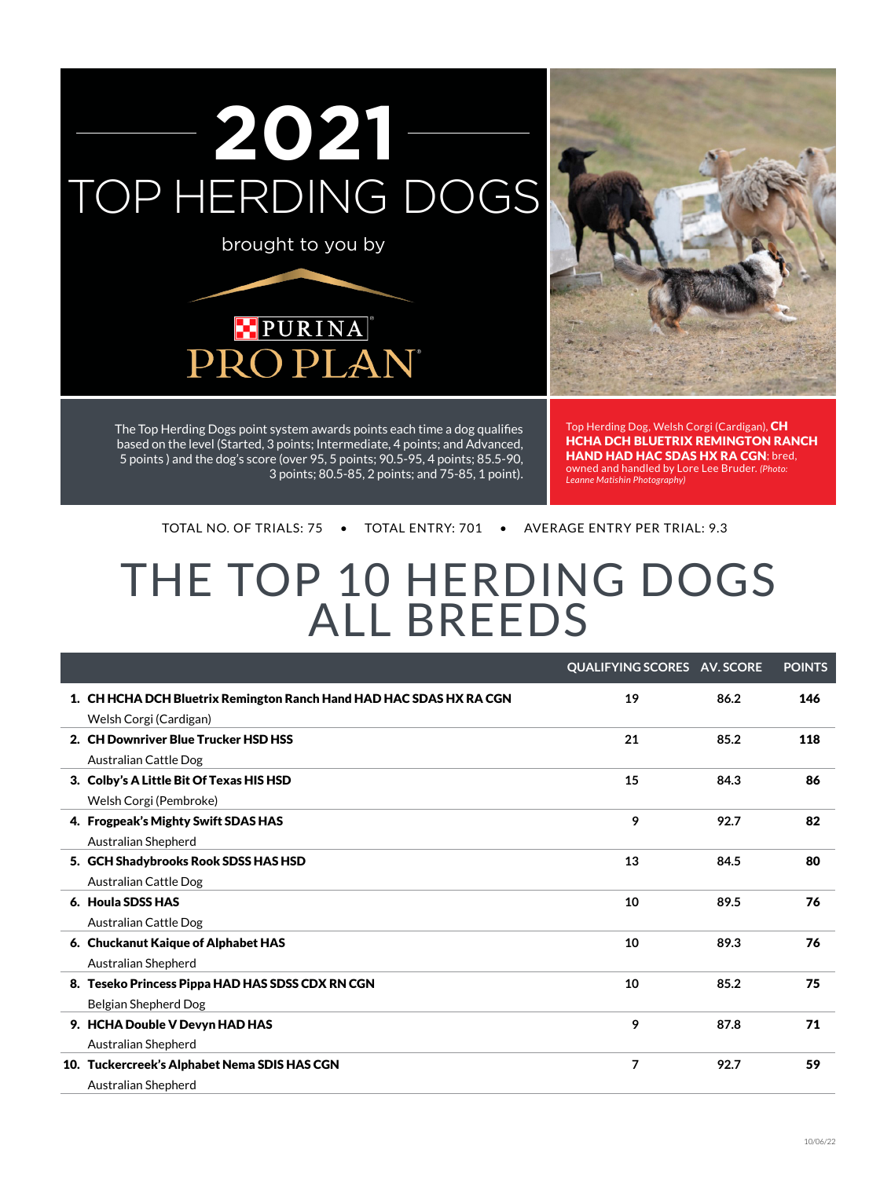# 2021 TOP HERDING DOGS

brought to you by

PURINA PRO PLAN

The Top Herding Dogs point system awards points each time a dog qualifies based on the level (Started, 3 points; Intermediate, 4 points; and Advanced, 5 points ) and the dog's score (over 95, 5 points; 90.5-95, 4 points; 85.5-90, 3 points; 80.5-85, 2 points; and 75-85, 1 point).

Top Herding Dog, Welsh Corgi (Cardigan), **CH HCHA DCH BLUETRIX REMINGTON RANCH HAND HAD HAC SDAS HX RA CGN**; bred, owned and handled by Lore Lee Bruder. *(Photo: Leanne Matishin Photography)*

TOTAL NO. OF TRIALS: 75 • TOTAL ENTRY: 701 • AVERAGE ENTRY PER TRIAL: 9.3

# THE TOP 10 HERDING DOGS ALL BREEDS

| | QUALIFYING SCORES | AV. SCORE | POINTS |
|---|---|---|---|
| **1. CH HCHA DCH Bluetrix Remington Ranch Hand HAD HAC SDAS HX RA CGN**<br>Welsh Corgi (Cardigan) | 19 | 86.2 | 146 |
| **2. CH Downriver Blue Trucker HSD HSS**<br>Australian Cattle Dog | 21 | 85.2 | 118 |
| **3. Colby's A Little Bit Of Texas HIS HSD**<br>Welsh Corgi (Pembroke) | 15 | 84.3 | 86 |
| **4. Frogpeak's Mighty Swift SDAS HAS**<br>Australian Shepherd | 9 | 92.7 | 82 |
| **5. GCH Shadybrooks Rook SDSS HAS HSD**<br>Australian Cattle Dog | 13 | 84.5 | 80 |
| **6. Houla SDSS HAS**<br>Australian Cattle Dog | 10 | 89.5 | 76 |
| **6. Chuckanut Kaique of Alphabet HAS**<br>Australian Shepherd | 10 | 89.3 | 76 |
| **8. Teseko Princess Pippa HAD HAS SDSS CDX RN CGN**<br>Belgian Shepherd Dog | 10 | 85.2 | 75 |
| **9. HCHA Double V Devyn HAD HAS**<br>Australian Shepherd | 9 | 87.8 | 71 |
| **10. Tuckercreek's Alphabet Nema SDIS HAS CGN**<br>Australian Shepherd | 7 | 92.7 | 59 |

10/06/22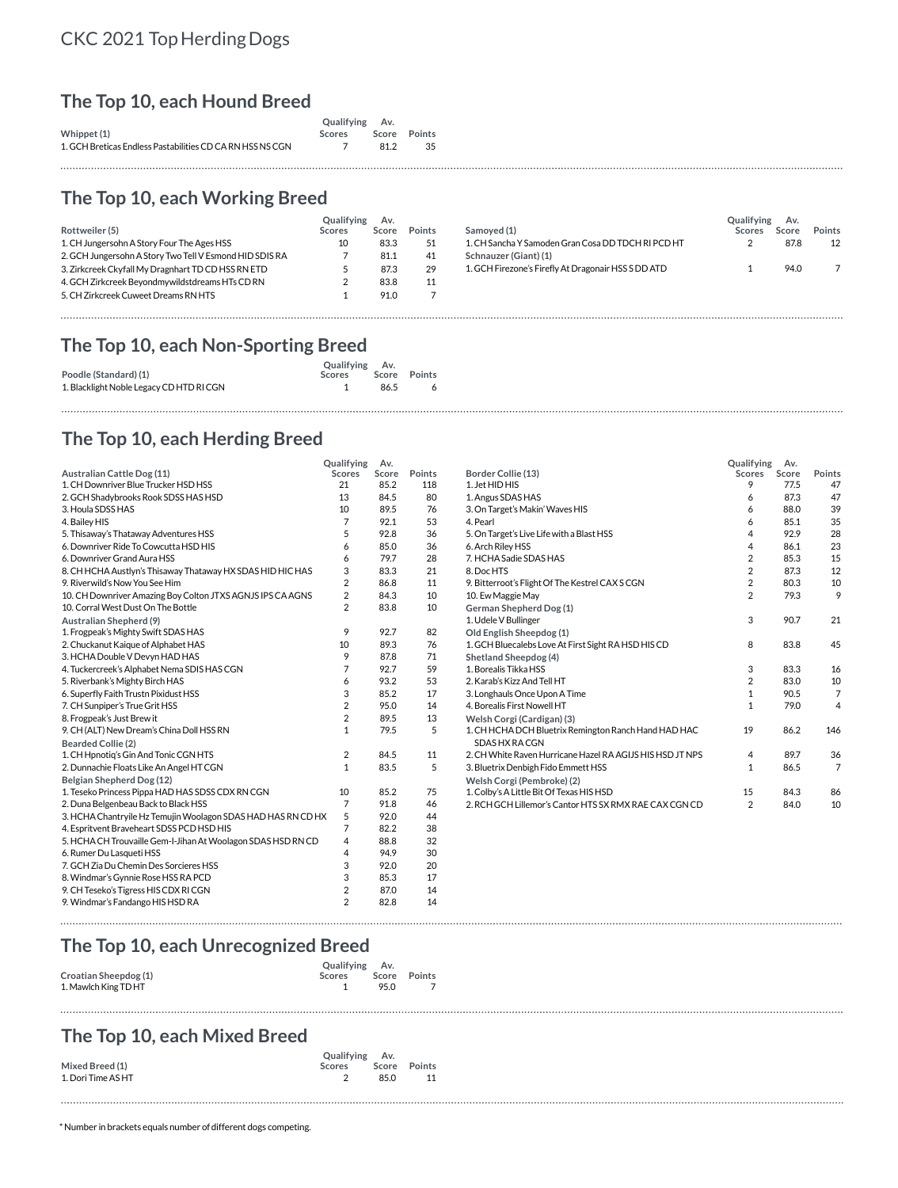# CKC 2021 Top Herding Dogs

## The Top 10, each Hound Breed

| Whippet (1) | Qualifying Scores | Av. Score | Points |
|---|---|---|---|
| 1. GCH Breticas Endless Pastabilities CD CA RN HSS NS CGN | 7 | 81.2 | 35 |

## The Top 10, each Working Breed

| Rottweiler (5) | Qualifying Scores | Av. Score | Points |
|---|---|---|---|
| 1. CH Jungersohn A Story Four The Ages HSS | 10 | 83.3 | 51 |
| 2. GCH Jungersohn A Story Two Tell V Esmond HID SDIS RA | 7 | 81.1 | 41 |
| 3. Zirkcreek Ckyfall My Dragnhart TD CD HSS RN ETD | 5 | 87.3 | 29 |
| 4. GCH Zirkcreek Beyondmywildstdreams HTs CD RN | 2 | 83.8 | 11 |
| 5. CH Zirkcreek Cuweet Dreams RN HTS | 1 | 91.0 | 7 |

| Samoyed (1) | Qualifying Scores | Av. Score | Points |
|---|---|---|---|
| 1. CH Sancha Y Samoden Gran Cosa DD TDCH RI PCD HT | 2 | 87.8 | 12 |
| **Schnauzer (Giant) (1)** | | | |
| 1. GCH Firezone's Firefly At Dragonair HSS S DD ATD | 1 | 94.0 | 7 |

## The Top 10, each Non-Sporting Breed

| Poodle (Standard) (1) | Qualifying Scores | Av. Score | Points |
|---|---|---|---|
| 1. Blacklight Noble Legacy CD HTD RI CGN | 1 | 86.5 | 6 |

## The Top 10, each Herding Breed

| Australian Cattle Dog (11) | Qualifying Scores | Av. Score | Points |
|---|---|---|---|
| 1. CH Downriver Blue Trucker HSD HSS | 21 | 85.2 | 118 |
| 2. GCH Shadybrooks Rook SDSS HAS HSD | 13 | 84.5 | 80 |
| 3. Houla SDSS HAS | 10 | 89.5 | 76 |
| 4. Bailey HIS | 7 | 92.1 | 53 |
| 5. Thisaway's Thataway Adventures HSS | 5 | 92.8 | 36 |
| 6. Downriver Ride To Cowcutta HSD HIS | 6 | 85.0 | 36 |
| 6. Downriver Grand Aura HSS | 6 | 79.7 | 28 |
| 8. CH HCHA Austlyn's Thisaway Thataway HX SDAS HID HIC HAS | 3 | 83.3 | 21 |
| 9. Riverwild's Now You See Him | 2 | 86.8 | 11 |
| 10. CH Downriver Amazing Boy Colton JTXS AGNJS IPS CA AGNS | 2 | 84.3 | 10 |
| 10. Corral West Dust On The Bottle | 2 | 83.8 | 10 |
| **Australian Shepherd (9)** | | | |
| 1. Frogpeak's Mighty Swift SDAS HAS | 9 | 92.7 | 82 |
| 2. Chuckanut Kaique of Alphabet HAS | 10 | 89.3 | 76 |
| 3. HCHA Double V Devyn HAD HAS | 9 | 87.8 | 71 |
| 4. Tuckercreek's Alphabet Nema SDIS HAS CGN | 7 | 92.7 | 59 |
| 5. Riverbank's Mighty Birch HAS | 6 | 93.2 | 53 |
| 6. Superfly Faith Trustn Pixidust HSS | 3 | 85.2 | 17 |
| 7. CH Sunpiper's True Grit HSS | 2 | 95.0 | 14 |
| 8. Frogpeak's Just Brew it | 2 | 89.5 | 13 |
| 9. CH (ALT) New Dream's China Doll HSS RN | 1 | 79.5 | 5 |
| **Bearded Collie (2)** | | | |
| 1. CH Hpnotiq's Gin And Tonic CGN HTS | 2 | 84.5 | 11 |
| 2. Dunnachie Floats Like An Angel HT CGN | 1 | 83.5 | 5 |
| **Belgian Shepherd Dog (12)** | | | |
| 1. Teseko Princess Pippa HAD HAS SDSS CDX RN CGN | 10 | 85.2 | 75 |
| 2. Duna Belgenbeau Back to Black HSS | 7 | 91.8 | 46 |
| 3. HCHA Chantryile Hz Temujin Woolagon SDAS HAD HAS RN CD HX | 5 | 92.0 | 44 |
| 4. Espritvent Braveheart SDSS PCD HSD HIS | 7 | 82.2 | 38 |
| 5. HCHA CH Trouvaille Gem-I-Jihan At Woolagon SDAS HSD RN CD | 4 | 88.8 | 32 |
| 6. Rumer Du Lasqueti HSS | 4 | 94.9 | 30 |
| 7. GCH Zia Du Chemin Des Sorcieres HSS | 3 | 92.0 | 20 |
| 8. Windmar's Gynnie Rose HSS RA PCD | 3 | 85.3 | 17 |
| 9. CH Teseko's Tigress HIS CDX RI CGN | 2 | 87.0 | 14 |
| 9. Windmar's Fandango HIS HSD RA | 2 | 82.8 | 14 |

| Border Collie (13) | Qualifying Scores | Av. Score | Points |
|---|---|---|---|
| 1. Jet HID HIS | 9 | 77.5 | 47 |
| 1. Angus SDAS HAS | 6 | 87.3 | 47 |
| 3. On Target's Makin' Waves HIS | 6 | 88.0 | 39 |
| 4. Pearl | 6 | 85.1 | 35 |
| 5. On Target's Live Life with a Blast HSS | 4 | 92.9 | 28 |
| 6. Arch Riley HSS | 4 | 86.1 | 23 |
| 7. HCHA Sadie SDAS HAS | 2 | 85.3 | 15 |
| 8. Doc HTS | 2 | 87.3 | 12 |
| 9. Bitterroot's Flight Of The Kestrel CAX S CGN | 2 | 80.3 | 10 |
| 10. Ew Maggie May | 2 | 79.3 | 9 |
| **German Shepherd Dog (1)** | | | |
| 1. Udele V Bullinger | 3 | 90.7 | 21 |
| **Old English Sheepdog (1)** | | | |
| 1. GCH Bluecalebs Love At First Sight RA HSD HIS CD | 8 | 83.8 | 45 |
| **Shetland Sheepdog (4)** | | | |
| 1. Borealis Tikka HSS | 3 | 83.3 | 16 |
| 2. Karab's Kizz And Tell HT | 2 | 83.0 | 10 |
| 3. Longhauls Once Upon A Time | 1 | 90.5 | 7 |
| 4. Borealis First Nowell HT | 1 | 79.0 | 4 |
| **Welsh Corgi (Cardigan) (3)** | | | |
| 1. CH HCHA DCH Bluetrix Remington Ranch Hand HAD HAC SDAS HX RA CGN | 19 | 86.2 | 146 |
| 2. CH White Raven Hurricane Hazel RA AGIJS HIS HSD JT NPS | 4 | 89.7 | 36 |
| 3. Bluetrix Denbigh Fido Emmett HSS | 1 | 86.5 | 7 |
| **Welsh Corgi (Pembroke) (2)** | | | |
| 1. Colby's A Little Bit Of Texas HIS HSD | 15 | 84.3 | 86 |
| 2. RCH GCH Lillemor's Cantor HTS SX RMX RAE CAX CGN CD | 2 | 84.0 | 10 |

## The Top 10, each Unrecognized Breed

| Croatian Sheepdog (1) | Qualifying Scores | Av. Score | Points |
|---|---|---|---|
| 1. Mawlch King TD HT | 1 | 95.0 | 7 |

## The Top 10, each Mixed Breed

| Mixed Breed (1) | Qualifying Scores | Av. Score | Points |
|---|---|---|---|
| 1. Dori Time AS HT | 2 | 85.0 | 11 |

* Number in brackets equals number of different dogs competing.